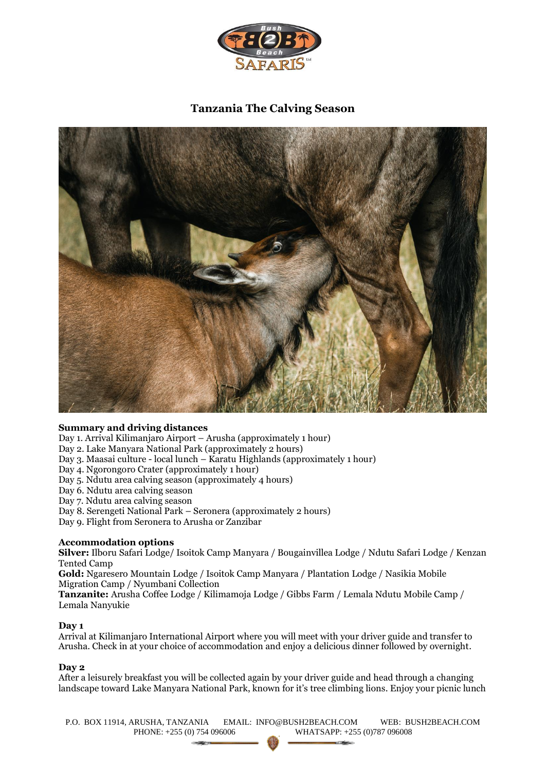# Tanzania The Calving Season

**Summary and driving distances**

Day 1. Arrival Kilimanjaro Airport – Arusha (approximately 1 hour)
Day 2. Lake Manyara National Park (approximately 2 hours)
Day 3. Maasai culture - local lunch – Karatu Highlands (approximately 1 hour)
Day 4. Ngorongoro Crater (approximately 1 hour)
Day 5. Ndutu area calving season (approximately 4 hours)
Day 6. Ndutu area calving season
Day 7. Ndutu area calving season
Day 8. Serengeti National Park – Seronera (approximately 2 hours)
Day 9. Flight from Seronera to Arusha or Zanzibar

**Accommodation options**

**Silver:** Ilboru Safari Lodge/ Isoitok Camp Manyara / Bougainvillea Lodge / Ndutu Safari Lodge / Kenzan Tented Camp
**Gold:** Ngaresero Mountain Lodge / Isoitok Camp Manyara / Plantation Lodge / Nasikia Mobile Migration Camp / Nyumbani Collection
**Tanzanite:** Arusha Coffee Lodge / Kilimamoja Lodge / Gibbs Farm / Lemala Ndutu Mobile Camp / Lemala Nanyukie

**Day 1**

Arrival at Kilimanjaro International Airport where you will meet with your driver guide and transfer to Arusha. Check in at your choice of accommodation and enjoy a delicious dinner followed by overnight.

**Day 2**

After a leisurely breakfast you will be collected again by your driver guide and head through a changing landscape toward Lake Manyara National Park, known for it's tree climbing lions. Enjoy your picnic lunch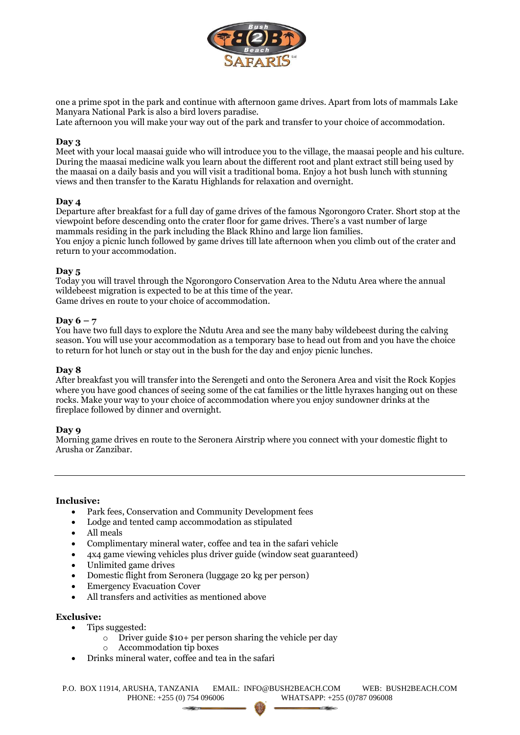one a prime spot in the park and continue with afternoon game drives. Apart from lots of mammals Lake Manyara National Park is also a bird lovers paradise.
Late afternoon you will make your way out of the park and transfer to your choice of accommodation.

**Day 3**
Meet with your local maasai guide who will introduce you to the village, the maasai people and his culture. During the maasai medicine walk you learn about the different root and plant extract still being used by the maasai on a daily basis and you will visit a traditional boma. Enjoy a hot bush lunch with stunning views and then transfer to the Karatu Highlands for relaxation and overnight.

**Day 4**
Departure after breakfast for a full day of game drives of the famous Ngorongoro Crater. Short stop at the viewpoint before descending onto the crater floor for game drives. There's a vast number of large mammals residing in the park including the Black Rhino and large lion families.
You enjoy a picnic lunch followed by game drives till late afternoon when you climb out of the crater and return to your accommodation.

**Day 5**
Today you will travel through the Ngorongoro Conservation Area to the Ndutu Area where the annual wildebeest migration is expected to be at this time of the year.
Game drives en route to your choice of accommodation.

**Day 6 – 7**
You have two full days to explore the Ndutu Area and see the many baby wildebeest during the calving season. You will use your accommodation as a temporary base to head out from and you have the choice to return for hot lunch or stay out in the bush for the day and enjoy picnic lunches.

**Day 8**
After breakfast you will transfer into the Serengeti and onto the Seronera Area and visit the Rock Kopjes where you have good chances of seeing some of the cat families or the little hyraxes hanging out on these rocks. Make your way to your choice of accommodation where you enjoy sundowner drinks at the fireplace followed by dinner and overnight.

**Day 9**
Morning game drives en route to the Seronera Airstrip where you connect with your domestic flight to Arusha or Zanzibar.

---

**Inclusive:**

- Park fees, Conservation and Community Development fees
- Lodge and tented camp accommodation as stipulated
- All meals
- Complimentary mineral water, coffee and tea in the safari vehicle
- 4x4 game viewing vehicles plus driver guide (window seat guaranteed)
- Unlimited game drives
- Domestic flight from Seronera (luggage 20 kg per person)
- Emergency Evacuation Cover
- All transfers and activities as mentioned above

**Exclusive:**

- Tips suggested:
  - Driver guide $10+ per person sharing the vehicle per day
  - Accommodation tip boxes
- Drinks mineral water, coffee and tea in the safari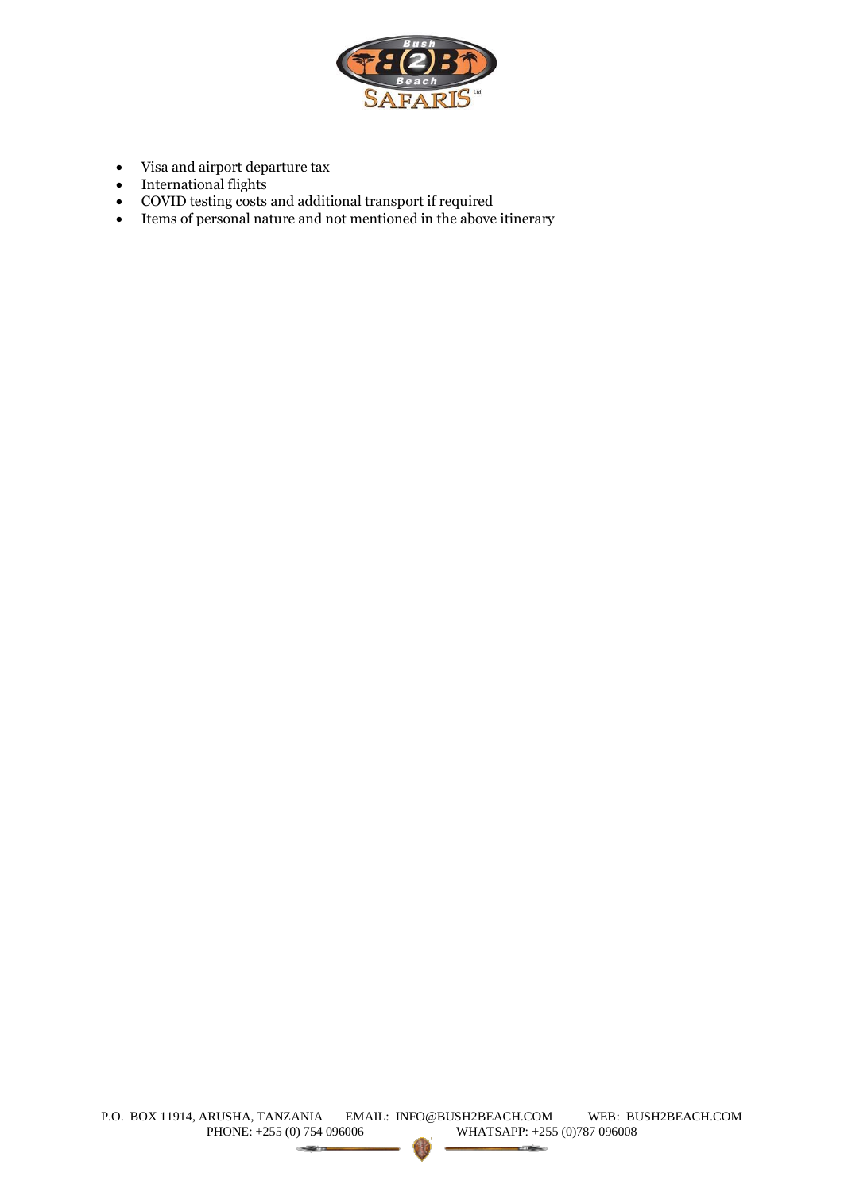- Visa and airport departure tax
- International flights
- COVID testing costs and additional transport if required
- Items of personal nature and not mentioned in the above itinerary